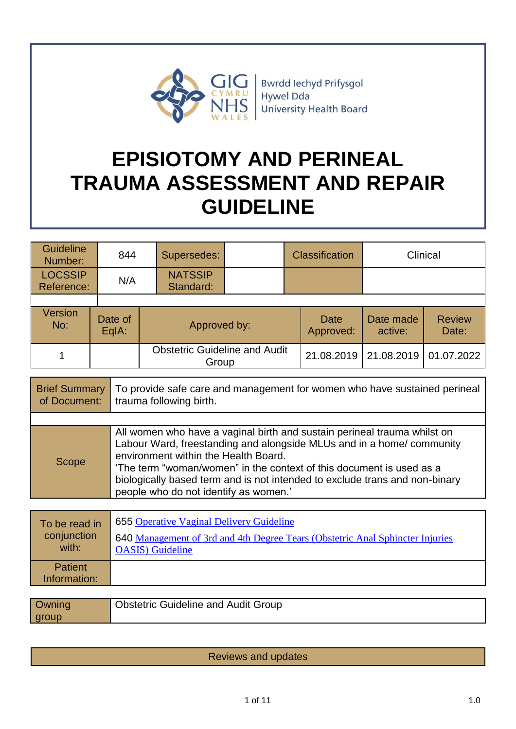Bwrdd Iechyd Prifysgol Hywel Dda University Health Board

# EPISIOTOMY AND PERINEAL TRAUMA ASSESSMENT AND REPAIR GUIDELINE

| Guideline Number: | 844 | Supersedes: | | Classification | Clinical |
|---|---|---|---|---|---|
| LOCSSIP Reference: | N/A | NATSSIP Standard: | | | |

| Version No: | Date of EqIA: | Approved by: | Date Approved: | Date made active: | Review Date: |
|---|---|---|---|---|---|
| 1 | | Obstetric Guideline and Audit Group | 21.08.2019 | 21.08.2019 | 01.07.2022 |

| Brief Summary of Document: | To provide safe care and management for women who have sustained perineal trauma following birth. |
|---|---|
| Scope | All women who have a vaginal birth and sustain perineal trauma whilst on Labour Ward, freestanding and alongside MLUs and in a home/ community environment within the Health Board. 'The term "woman/women" in the context of this document is used as a biologically based term and is not intended to exclude trans and non-binary people who do not identify as women.' |

| To be read in conjunction with: | 655 Operative Vaginal Delivery Guideline<br>640 Management of 3rd and 4th Degree Tears (Obstetric Anal Sphincter Injuries OASIS) Guideline |
|---|---|
| Patient Information: | |

| Owning group | Obstetric Guideline and Audit Group |
|---|---|

| Reviews and updates |
|---|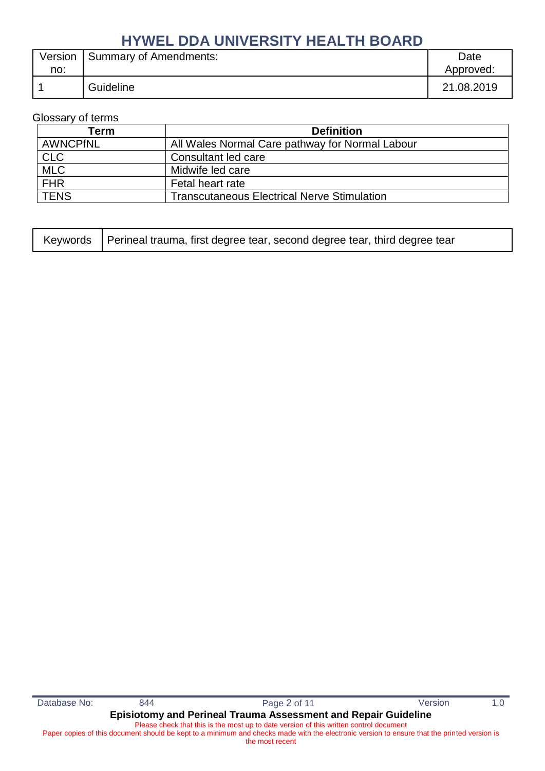| Version no: | Summary of Amendments: | Date Approved: |
|---|---|---|
| 1 | Guideline | 21.08.2019 |

Glossary of terms

| Term | Definition |
|---|---|
| AWNCPfNL | All Wales Normal Care pathway for Normal Labour |
| CLC | Consultant led care |
| MLC | Midwife led care |
| FHR | Fetal heart rate |
| TENS | Transcutaneous Electrical Nerve Stimulation |

| Keywords | Perineal trauma, first degree tear, second degree tear, third degree tear |
|---|---|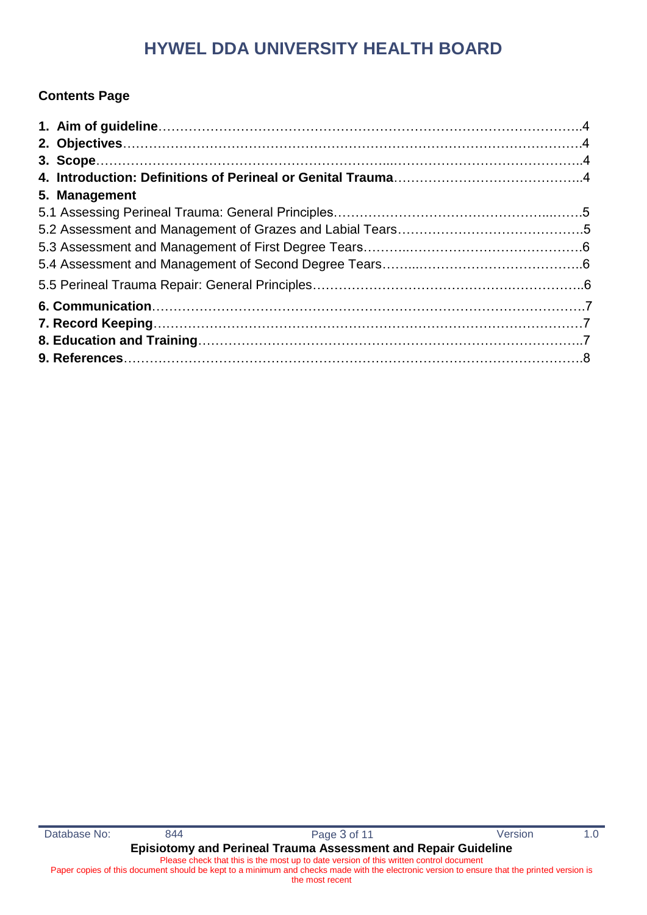## Contents Page

**1. Aim of guideline**……………………………………………………………………………………..4
**2. Objectives**………………………………………………………………………………………….4
**3. Scope**………………………………………………………...…………………………………….4
**4. Introduction: Definitions of Perineal or Genital Trauma**……………………………………..4
**5. Management**
5.1 Assessing Perineal Trauma: General Principles………………………………………...…….5
5.2 Assessment and Management of Grazes and Labial Tears……………………………………5
5.3 Assessment and Management of First Degree Tears……...…………………………………6
5.4 Assessment and Management of Second Degree Tears……...………………………………..6
5.5 Perineal Trauma Repair: General Principles………………………………………….……………..6
**6. Communication**…………………………………………………………………………………….7
**7. Record Keeping**……………………………………………………………………………………7
**8. Education and Training**………………………………………………………………………….7
**9. References**…………………………………………………………………………………………8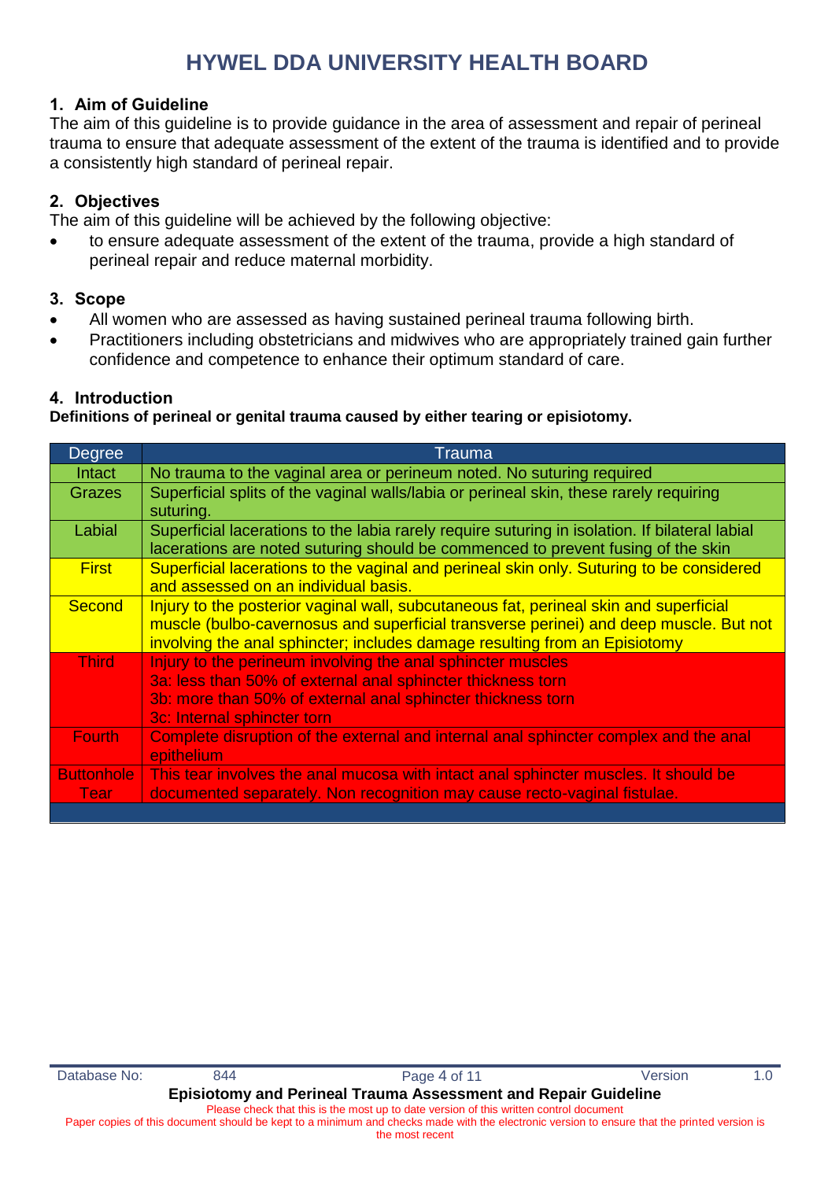# HYWEL DDA UNIVERSITY HEALTH BOARD

## 1. Aim of Guideline

The aim of this guideline is to provide guidance in the area of assessment and repair of perineal trauma to ensure that adequate assessment of the extent of the trauma is identified and to provide a consistently high standard of perineal repair.

## 2. Objectives

The aim of this guideline will be achieved by the following objective:

- to ensure adequate assessment of the extent of the trauma, provide a high standard of perineal repair and reduce maternal morbidity.

## 3. Scope

- All women who are assessed as having sustained perineal trauma following birth.
- Practitioners including obstetricians and midwives who are appropriately trained gain further confidence and competence to enhance their optimum standard of care.

## 4. Introduction

**Definitions of perineal or genital trauma caused by either tearing or episiotomy.**

| Degree | Trauma |
|---|---|
| Intact | No trauma to the vaginal area or perineum noted. No suturing required |
| Grazes | Superficial splits of the vaginal walls/labia or perineal skin, these rarely requiring suturing. |
| Labial | Superficial lacerations to the labia rarely require suturing in isolation. If bilateral labial lacerations are noted suturing should be commenced to prevent fusing of the skin |
| First | Superficial lacerations to the vaginal and perineal skin only. Suturing to be considered and assessed on an individual basis. |
| Second | Injury to the posterior vaginal wall, subcutaneous fat, perineal skin and superficial muscle (bulbo-cavernosus and superficial transverse perinei) and deep muscle. But not involving the anal sphincter; includes damage resulting from an Episiotomy |
| Third | Injury to the perineum involving the anal sphincter muscles<br>3a: less than 50% of external anal sphincter thickness torn<br>3b: more than 50% of external anal sphincter thickness torn<br>3c: Internal sphincter torn |
| Fourth | Complete disruption of the external and internal anal sphincter complex and the anal epithelium |
| Buttonhole Tear | This tear involves the anal mucosa with intact anal sphincter muscles. It should be documented separately. Non recognition may cause recto-vaginal fistulae. |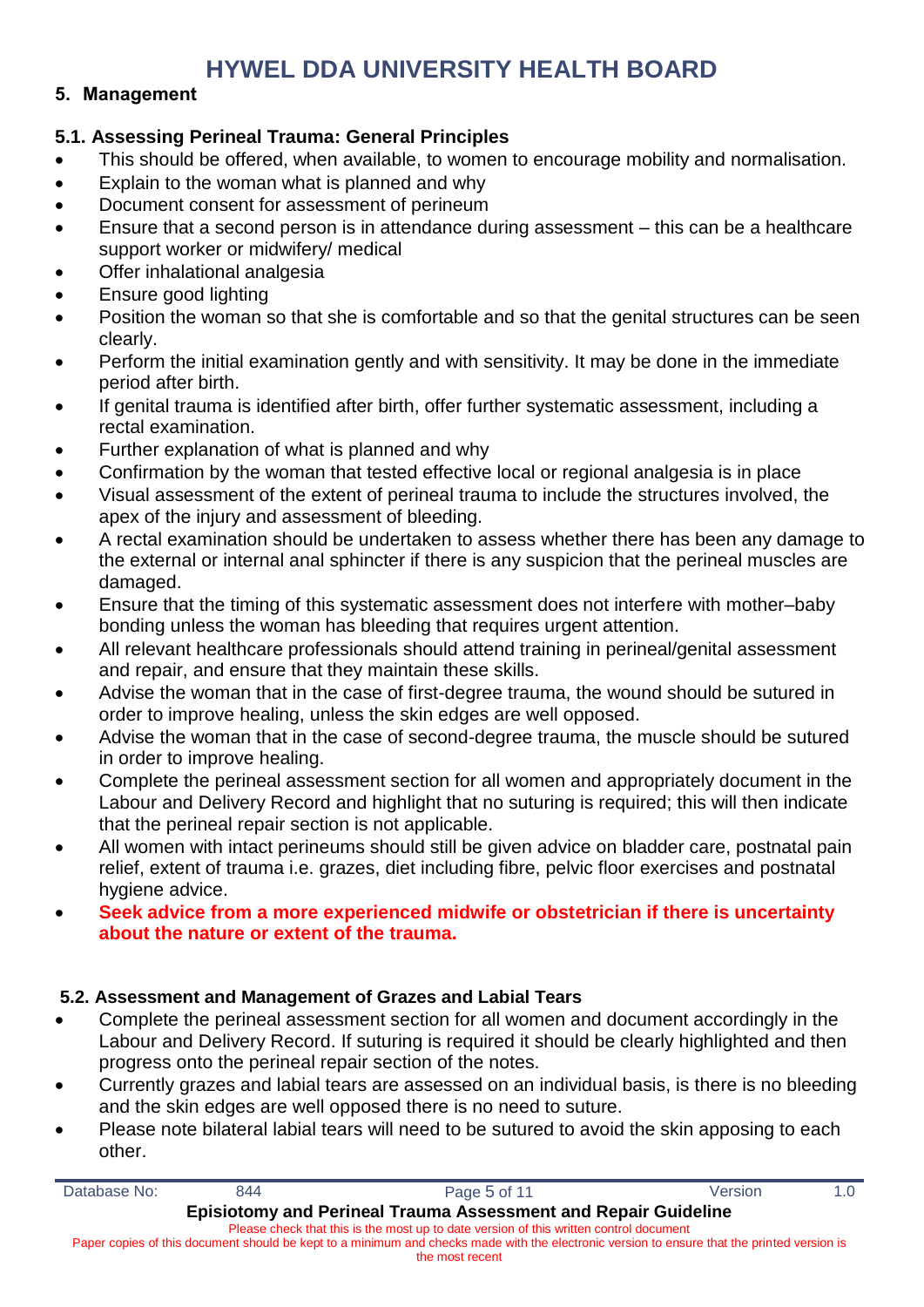## 5. Management

### 5.1. Assessing Perineal Trauma: General Principles

- This should be offered, when available, to women to encourage mobility and normalisation.
- Explain to the woman what is planned and why
- Document consent for assessment of perineum
- Ensure that a second person is in attendance during assessment – this can be a healthcare support worker or midwifery/ medical
- Offer inhalational analgesia
- Ensure good lighting
- Position the woman so that she is comfortable and so that the genital structures can be seen clearly.
- Perform the initial examination gently and with sensitivity. It may be done in the immediate period after birth.
- If genital trauma is identified after birth, offer further systematic assessment, including a rectal examination.
- Further explanation of what is planned and why
- Confirmation by the woman that tested effective local or regional analgesia is in place
- Visual assessment of the extent of perineal trauma to include the structures involved, the apex of the injury and assessment of bleeding.
- A rectal examination should be undertaken to assess whether there has been any damage to the external or internal anal sphincter if there is any suspicion that the perineal muscles are damaged.
- Ensure that the timing of this systematic assessment does not interfere with mother–baby bonding unless the woman has bleeding that requires urgent attention.
- All relevant healthcare professionals should attend training in perineal/genital assessment and repair, and ensure that they maintain these skills.
- Advise the woman that in the case of first-degree trauma, the wound should be sutured in order to improve healing, unless the skin edges are well opposed.
- Advise the woman that in the case of second-degree trauma, the muscle should be sutured in order to improve healing.
- Complete the perineal assessment section for all women and appropriately document in the Labour and Delivery Record and highlight that no suturing is required; this will then indicate that the perineal repair section is not applicable.
- All women with intact perineums should still be given advice on bladder care, postnatal pain relief, extent of trauma i.e. grazes, diet including fibre, pelvic floor exercises and postnatal hygiene advice.
- **Seek advice from a more experienced midwife or obstetrician if there is uncertainty about the nature or extent of the trauma.**

### 5.2. Assessment and Management of Grazes and Labial Tears

- Complete the perineal assessment section for all women and document accordingly in the Labour and Delivery Record. If suturing is required it should be clearly highlighted and then progress onto the perineal repair section of the notes.
- Currently grazes and labial tears are assessed on an individual basis, is there is no bleeding and the skin edges are well opposed there is no need to suture.
- Please note bilateral labial tears will need to be sutured to avoid the skin apposing to each other.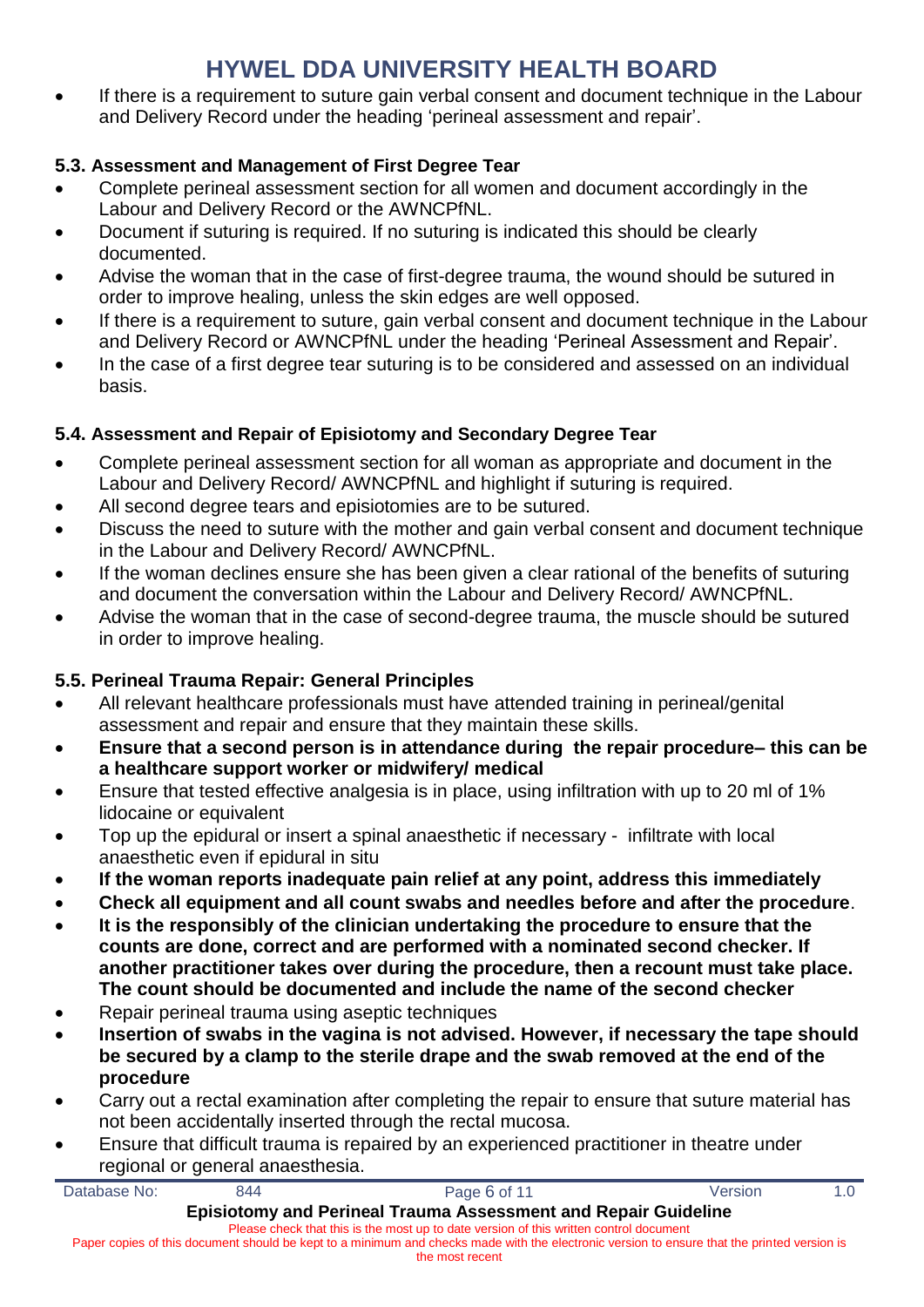- If there is a requirement to suture gain verbal consent and document technique in the Labour and Delivery Record under the heading 'perineal assessment and repair'.

### 5.3. Assessment and Management of First Degree Tear

- Complete perineal assessment section for all women and document accordingly in the Labour and Delivery Record or the AWNCPfNL.
- Document if suturing is required. If no suturing is indicated this should be clearly documented.
- Advise the woman that in the case of first-degree trauma, the wound should be sutured in order to improve healing, unless the skin edges are well opposed.
- If there is a requirement to suture, gain verbal consent and document technique in the Labour and Delivery Record or AWNCPfNL under the heading 'Perineal Assessment and Repair'.
- In the case of a first degree tear suturing is to be considered and assessed on an individual basis.

### 5.4. Assessment and Repair of Episiotomy and Secondary Degree Tear

- Complete perineal assessment section for all woman as appropriate and document in the Labour and Delivery Record/ AWNCPfNL and highlight if suturing is required.
- All second degree tears and episiotomies are to be sutured.
- Discuss the need to suture with the mother and gain verbal consent and document technique in the Labour and Delivery Record/ AWNCPfNL.
- If the woman declines ensure she has been given a clear rational of the benefits of suturing and document the conversation within the Labour and Delivery Record/ AWNCPfNL.
- Advise the woman that in the case of second-degree trauma, the muscle should be sutured in order to improve healing.

### 5.5. Perineal Trauma Repair: General Principles

- All relevant healthcare professionals must have attended training in perineal/genital assessment and repair and ensure that they maintain these skills.
- **Ensure that a second person is in attendance during the repair procedure– this can be a healthcare support worker or midwifery/ medical**
- Ensure that tested effective analgesia is in place, using infiltration with up to 20 ml of 1% lidocaine or equivalent
- Top up the epidural or insert a spinal anaesthetic if necessary - infiltrate with local anaesthetic even if epidural in situ
- **If the woman reports inadequate pain relief at any point, address this immediately**
- **Check all equipment and all count swabs and needles before and after the procedure**.
- **It is the responsibly of the clinician undertaking the procedure to ensure that the counts are done, correct and are performed with a nominated second checker. If another practitioner takes over during the procedure, then a recount must take place. The count should be documented and include the name of the second checker**
- Repair perineal trauma using aseptic techniques
- **Insertion of swabs in the vagina is not advised. However, if necessary the tape should be secured by a clamp to the sterile drape and the swab removed at the end of the procedure**
- Carry out a rectal examination after completing the repair to ensure that suture material has not been accidentally inserted through the rectal mucosa.
- Ensure that difficult trauma is repaired by an experienced practitioner in theatre under regional or general anaesthesia.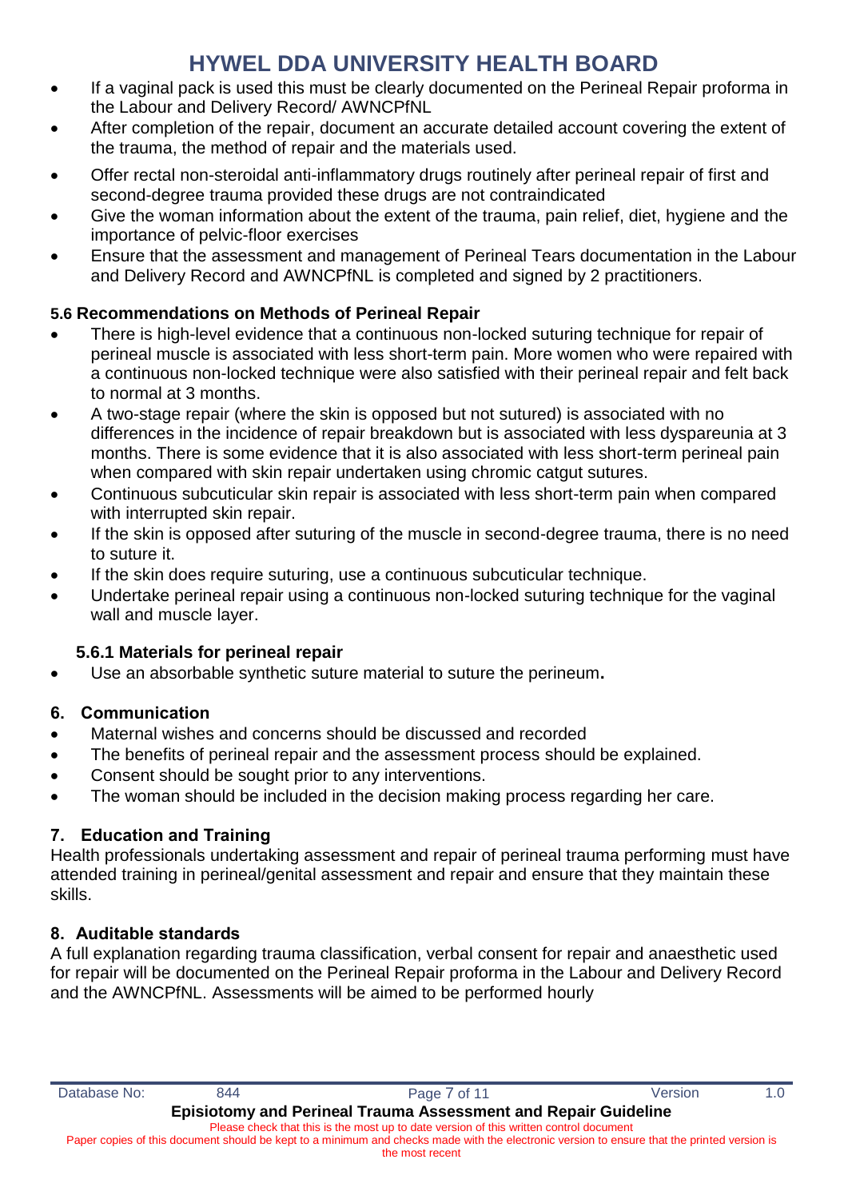- If a vaginal pack is used this must be clearly documented on the Perineal Repair proforma in the Labour and Delivery Record/ AWNCPfNL
- After completion of the repair, document an accurate detailed account covering the extent of the trauma, the method of repair and the materials used.
- Offer rectal non-steroidal anti-inflammatory drugs routinely after perineal repair of first and second-degree trauma provided these drugs are not contraindicated
- Give the woman information about the extent of the trauma, pain relief, diet, hygiene and the importance of pelvic-floor exercises
- Ensure that the assessment and management of Perineal Tears documentation in the Labour and Delivery Record and AWNCPfNL is completed and signed by 2 practitioners.

### 5.6 Recommendations on Methods of Perineal Repair

- There is high-level evidence that a continuous non-locked suturing technique for repair of perineal muscle is associated with less short-term pain. More women who were repaired with a continuous non-locked technique were also satisfied with their perineal repair and felt back to normal at 3 months.
- A two-stage repair (where the skin is opposed but not sutured) is associated with no differences in the incidence of repair breakdown but is associated with less dyspareunia at 3 months. There is some evidence that it is also associated with less short-term perineal pain when compared with skin repair undertaken using chromic catgut sutures.
- Continuous subcuticular skin repair is associated with less short-term pain when compared with interrupted skin repair.
- If the skin is opposed after suturing of the muscle in second-degree trauma, there is no need to suture it.
- If the skin does require suturing, use a continuous subcuticular technique.
- Undertake perineal repair using a continuous non-locked suturing technique for the vaginal wall and muscle layer.

#### 5.6.1 Materials for perineal repair

- Use an absorbable synthetic suture material to suture the perineum**.**

## 6. Communication

- Maternal wishes and concerns should be discussed and recorded
- The benefits of perineal repair and the assessment process should be explained.
- Consent should be sought prior to any interventions.
- The woman should be included in the decision making process regarding her care.

## 7. Education and Training

Health professionals undertaking assessment and repair of perineal trauma performing must have attended training in perineal/genital assessment and repair and ensure that they maintain these skills.

## 8. Auditable standards

A full explanation regarding trauma classification, verbal consent for repair and anaesthetic used for repair will be documented on the Perineal Repair proforma in the Labour and Delivery Record and the AWNCPfNL. Assessments will be aimed to be performed hourly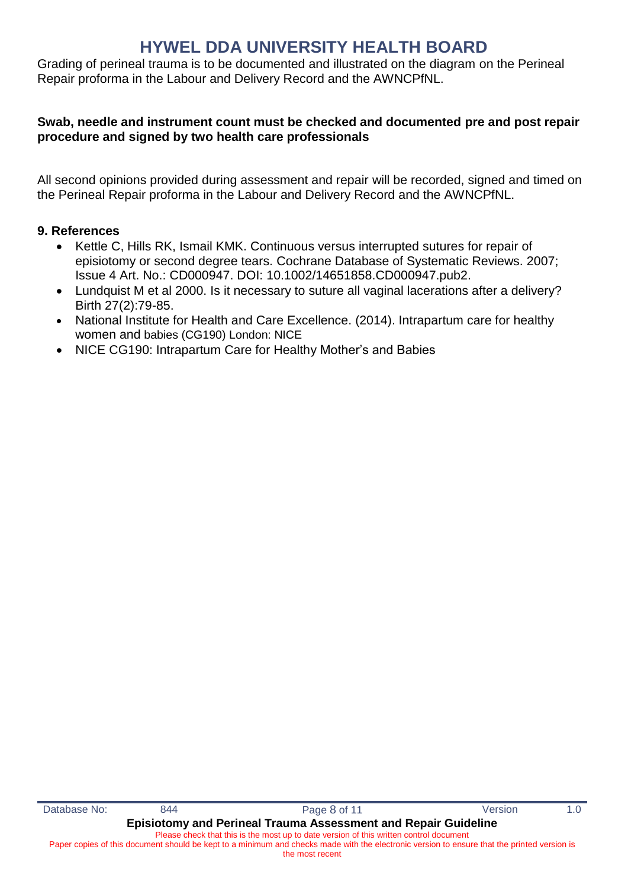Grading of perineal trauma is to be documented and illustrated on the diagram on the Perineal Repair proforma in the Labour and Delivery Record and the AWNCPfNL.

**Swab, needle and instrument count must be checked and documented pre and post repair procedure and signed by two health care professionals**

All second opinions provided during assessment and repair will be recorded, signed and timed on the Perineal Repair proforma in the Labour and Delivery Record and the AWNCPfNL.

## 9. References

- Kettle C, Hills RK, Ismail KMK. Continuous versus interrupted sutures for repair of episiotomy or second degree tears. Cochrane Database of Systematic Reviews. 2007; Issue 4 Art. No.: CD000947. DOI: 10.1002/14651858.CD000947.pub2.
- Lundquist M et al 2000. Is it necessary to suture all vaginal lacerations after a delivery? Birth 27(2):79-85.
- National Institute for Health and Care Excellence. (2014). Intrapartum care for healthy women and babies (CG190) London: NICE
- NICE CG190: Intrapartum Care for Healthy Mother's and Babies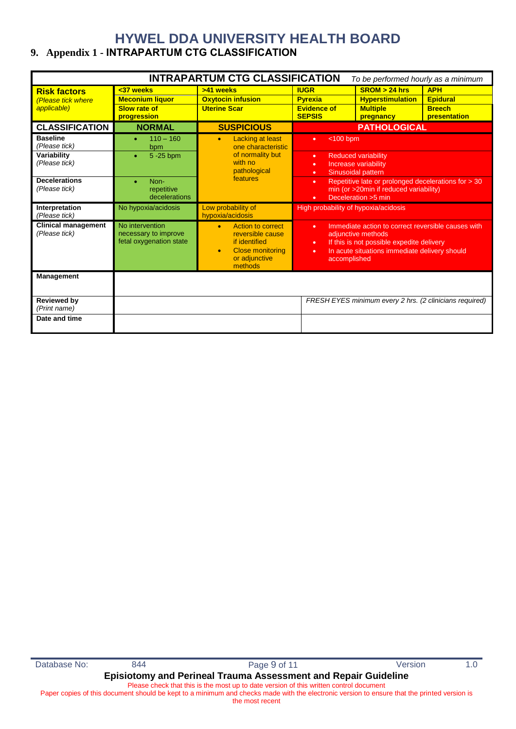# HYWEL DDA UNIVERSITY HEALTH BOARD

## 9. Appendix 1 - INTRAPARTUM CTG CLASSIFICATION

| INTRAPARTUM CTG CLASSIFICATION *To be performed hourly as a minimum* | | | | | |
|---|---|---|---|---|---|
| **Risk factors** *(Please tick where applicable)* | **<37 weeks**<br>**Meconium liquor**<br>**Slow rate of progression** | **>41 weeks**<br>**Oxytocin infusion**<br>**Uterine Scar** | **IUGR**<br>**Pyrexia**<br>**Evidence of SEPSIS** | **SROM > 24 hrs**<br>**Hyperstimulation**<br>**Multiple pregnancy** | **APH**<br>**Epidural**<br>**Breech presentation** |

| CLASSIFICATION | NORMAL | SUSPICIOUS | PATHOLOGICAL |
|---|---|---|---|
| **Baseline** *(Please tick)* | • 110 – 160 bpm | • Lacking at least one characteristic of normality but with no pathological features | • <100 bpm |
| **Variability** *(Please tick)* | • 5 -25 bpm | | • Reduced variability<br>• Increase variability<br>• Sinusoidal pattern |
| **Decelerations** *(Please tick)* | • Non-repetitive decelerations | | • Repetitive late or prolonged decelerations for > 30 min (or >20min if reduced variability)<br>• Deceleration >5 min |
| **Interpretation** *(Please tick)* | No hypoxia/acidosis | Low probability of hypoxia/acidosis | High probability of hypoxia/acidosis |
| **Clinical management** *(Please tick)* | No intervention necessary to improve fetal oxygenation state | • Action to correct reversible cause if identified<br>• Close monitoring or adjunctive methods | • Immediate action to correct reversible causes with adjunctive methods<br>• If this is not possible expedite delivery<br>• In acute situations immediate delivery should accomplished |
| **Management** | | | |
| **Reviewed by** *(Print name)* | | | *FRESH EYES minimum every 2 hrs. (2 clinicians required)* |
| **Date and time** | | | |

Database No: 844 Version 1.0

**Episiotomy and Perineal Trauma Assessment and Repair Guideline**

Please check that this is the most up to date version of this written control document
Paper copies of this document should be kept to a minimum and checks made with the electronic version to ensure that the printed version is the most recent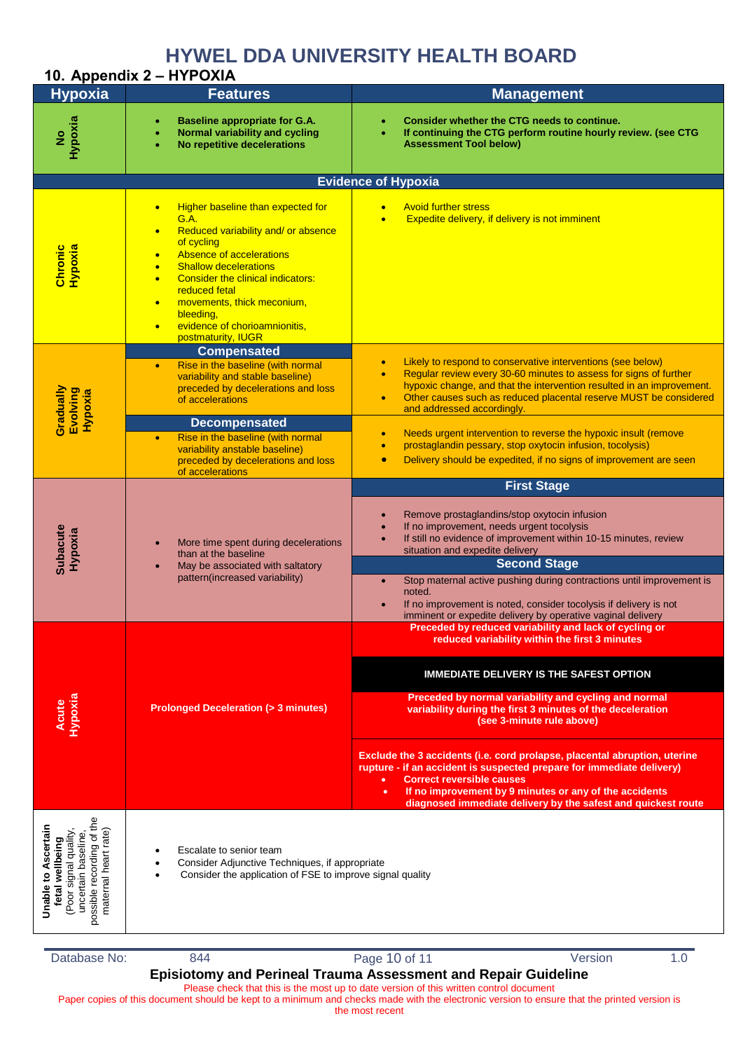## 10. Appendix 2 – HYPOXIA

| Hypoxia | Features | Management |
|---|---|---|
| **No Hypoxia** | • **Baseline appropriate for G.A.**<br>• **Normal variability and cycling**<br>• **No repetitive decelerations** | • **Consider whether the CTG needs to continue.**<br>• **If continuing the CTG perform routine hourly review. (see CTG Assessment Tool below)** |
| | **Evidence of Hypoxia** | |
| **Chronic Hypoxia** | • Higher baseline than expected for G.A.<br>• Reduced variability and/ or absence of cycling<br>• Absence of accelerations<br>• Shallow decelerations<br>• Consider the clinical indicators: reduced fetal<br>• movements, thick meconium, bleeding,<br>• evidence of chorioamnionitis, postmaturity, IUGR | • Avoid further stress<br>• Expedite delivery, if delivery is not imminent |
| **Gradually Evolving Hypoxia** | **Compensated**<br>• Rise in the baseline (with normal variability and stable baseline) preceded by decelerations and loss of accelerations | • Likely to respond to conservative interventions (see below)<br>• Regular review every 30-60 minutes to assess for signs of further hypoxic change, and that the intervention resulted in an improvement.<br>• Other causes such as reduced placental reserve MUST be considered and addressed accordingly. |
| | **Decompensated**<br>• Rise in the baseline (with normal variability anstable baseline) preceded by decelerations and loss of accelerations | • Needs urgent intervention to reverse the hypoxic insult (remove<br>• prostaglandin pessary, stop oxytocin infusion, tocolysis)<br>• Delivery should be expedited, if no signs of improvement are seen |
| **Subacute Hypoxia** | • More time spent during decelerations than at the baseline<br>• May be associated with saltatory pattern(increased variability) | **First Stage**<br>• Remove prostaglandins/stop oxytocin infusion<br>• If no improvement, needs urgent tocolysis<br>• If still no evidence of improvement within 10-15 minutes, review situation and expedite delivery<br>**Second Stage**<br>• Stop maternal active pushing during contractions until improvement is noted.<br>• If no improvement is noted, consider tocolysis if delivery is not imminent or expedite delivery by operative vaginal delivery |
| **Acute Hypoxia** | **Prolonged Deceleration (> 3 minutes)** | **Preceded by reduced variability and lack of cycling or reduced variability within the first 3 minutes**<br>**IMMEDIATE DELIVERY IS THE SAFEST OPTION**<br>**Preceded by normal variability and cycling and normal variability during the first 3 minutes of the deceleration (see 3-minute rule above)**<br>**Exclude the 3 accidents (i.e. cord prolapse, placental abruption, uterine rupture - if an accident is suspected prepare for immediate delivery)**<br>• **Correct reversible causes**<br>• **If no improvement by 9 minutes or any of the accidents diagnosed immediate delivery by the safest and quickest route** |
| **Unable to Ascertain fetal wellbeing** (Poor signal quality, uncertain baseline, possible recording of the maternal heart rate) | • Escalate to senior team<br>• Consider Adjunctive Techniques, if appropriate<br>• Consider the application of FSE to improve signal quality | |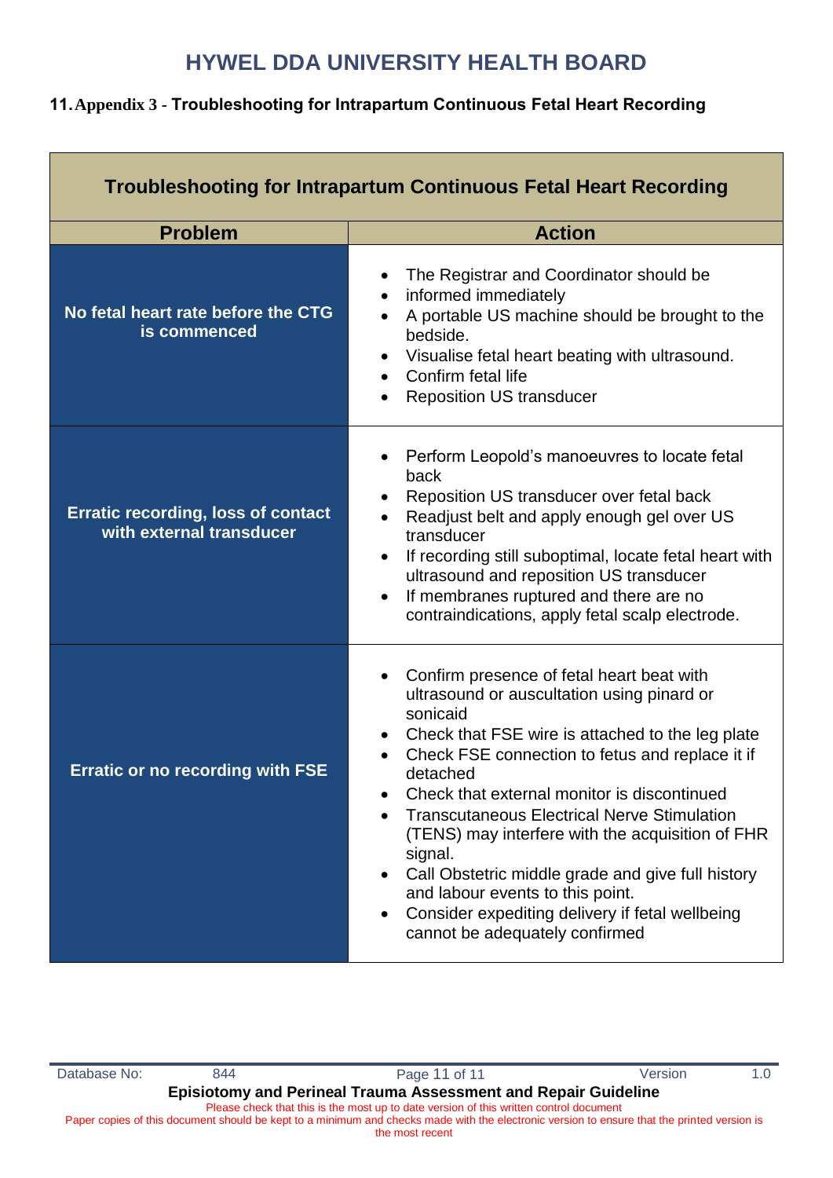## 11. Appendix 3 - Troubleshooting for Intrapartum Continuous Fetal Heart Recording

| Troubleshooting for Intrapartum Continuous Fetal Heart Recording | |
|---|---|
| **Problem** | **Action** |
| **No fetal heart rate before the CTG is commenced** | • The Registrar and Coordinator should be<br>• informed immediately<br>• A portable US machine should be brought to the bedside.<br>• Visualise fetal heart beating with ultrasound.<br>• Confirm fetal life<br>• Reposition US transducer |
| **Erratic recording, loss of contact with external transducer** | • Perform Leopold's manoeuvres to locate fetal back<br>• Reposition US transducer over fetal back<br>• Readjust belt and apply enough gel over US transducer<br>• If recording still suboptimal, locate fetal heart with ultrasound and reposition US transducer<br>• If membranes ruptured and there are no contraindications, apply fetal scalp electrode. |
| **Erratic or no recording with FSE** | • Confirm presence of fetal heart beat with ultrasound or auscultation using pinard or sonicaid<br>• Check that FSE wire is attached to the leg plate<br>• Check FSE connection to fetus and replace it if detached<br>• Check that external monitor is discontinued<br>• Transcutaneous Electrical Nerve Stimulation (TENS) may interfere with the acquisition of FHR signal.<br>• Call Obstetric middle grade and give full history and labour events to this point.<br>• Consider expediting delivery if fetal wellbeing cannot be adequately confirmed |